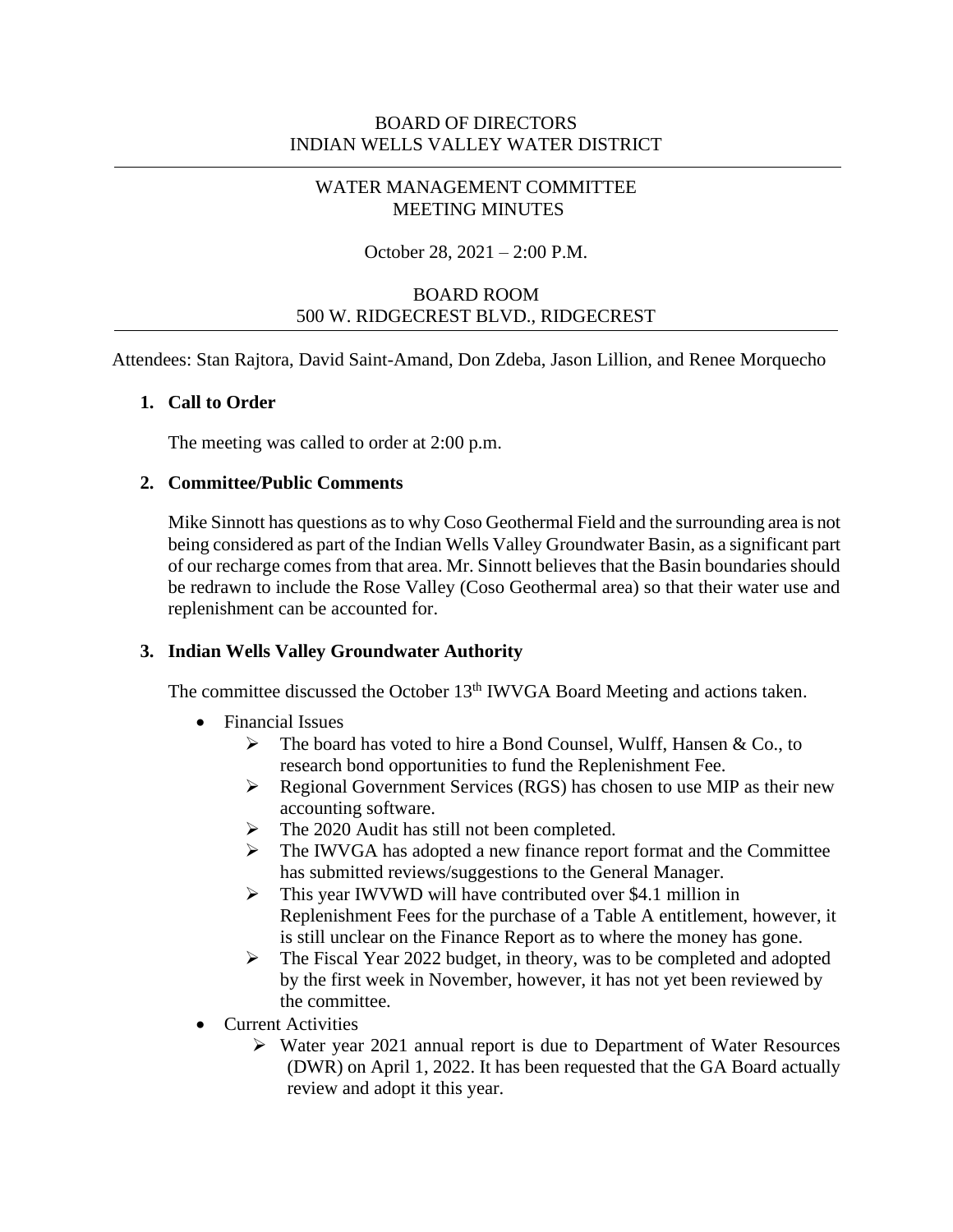BOARD OF DIRECTORS
INDIAN WELLS VALLEY WATER DISTRICT

WATER MANAGEMENT COMMITTEE
MEETING MINUTES

October 28, 2021 – 2:00 P.M.

BOARD ROOM
500 W. RIDGECREST BLVD., RIDGECREST

Attendees: Stan Rajtora, David Saint-Amand, Don Zdeba, Jason Lillion, and Renee Morquecho

## 1. Call to Order

The meeting was called to order at 2:00 p.m.

## 2. Committee/Public Comments

Mike Sinnott has questions as to why Coso Geothermal Field and the surrounding area is not being considered as part of the Indian Wells Valley Groundwater Basin, as a significant part of our recharge comes from that area. Mr. Sinnott believes that the Basin boundaries should be redrawn to include the Rose Valley (Coso Geothermal area) so that their water use and replenishment can be accounted for.

## 3. Indian Wells Valley Groundwater Authority

The committee discussed the October 13th IWVGA Board Meeting and actions taken.

- Financial Issues
  - The board has voted to hire a Bond Counsel, Wulff, Hansen & Co., to research bond opportunities to fund the Replenishment Fee.
  - Regional Government Services (RGS) has chosen to use MIP as their new accounting software.
  - The 2020 Audit has still not been completed.
  - The IWVGA has adopted a new finance report format and the Committee has submitted reviews/suggestions to the General Manager.
  - This year IWVWD will have contributed over $4.1 million in Replenishment Fees for the purchase of a Table A entitlement, however, it is still unclear on the Finance Report as to where the money has gone.
  - The Fiscal Year 2022 budget, in theory, was to be completed and adopted by the first week in November, however, it has not yet been reviewed by the committee.
- Current Activities
  - Water year 2021 annual report is due to Department of Water Resources (DWR) on April 1, 2022. It has been requested that the GA Board actually review and adopt it this year.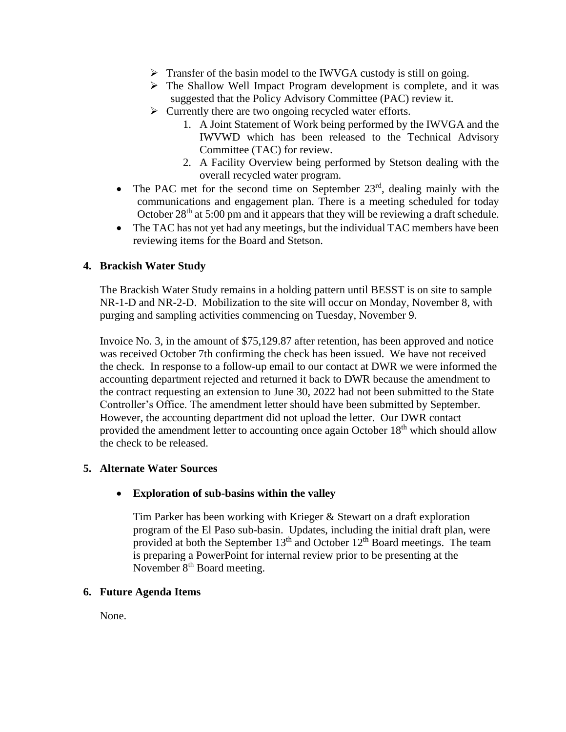- Transfer of the basin model to the IWVGA custody is still on going.
    - The Shallow Well Impact Program development is complete, and it was suggested that the Policy Advisory Committee (PAC) review it.
    - Currently there are two ongoing recycled water efforts.
        1. A Joint Statement of Work being performed by the IWVGA and the IWVWD which has been released to the Technical Advisory Committee (TAC) for review.
        2. A Facility Overview being performed by Stetson dealing with the overall recycled water program.
- The PAC met for the second time on September 23rd, dealing mainly with the communications and engagement plan. There is a meeting scheduled for today October 28th at 5:00 pm and it appears that they will be reviewing a draft schedule.
- The TAC has not yet had any meetings, but the individual TAC members have been reviewing items for the Board and Stetson.

**4. Brackish Water Study**

The Brackish Water Study remains in a holding pattern until BESST is on site to sample NR-1-D and NR-2-D. Mobilization to the site will occur on Monday, November 8, with purging and sampling activities commencing on Tuesday, November 9.

Invoice No. 3, in the amount of $75,129.87 after retention, has been approved and notice was received October 7th confirming the check has been issued. We have not received the check. In response to a follow-up email to our contact at DWR we were informed the accounting department rejected and returned it back to DWR because the amendment to the contract requesting an extension to June 30, 2022 had not been submitted to the State Controller's Office. The amendment letter should have been submitted by September. However, the accounting department did not upload the letter. Our DWR contact provided the amendment letter to accounting once again October 18th which should allow the check to be released.

**5. Alternate Water Sources**

- **Exploration of sub-basins within the valley**

  Tim Parker has been working with Krieger & Stewart on a draft exploration program of the El Paso sub-basin. Updates, including the initial draft plan, were provided at both the September 13th and October 12th Board meetings. The team is preparing a PowerPoint for internal review prior to be presenting at the November 8th Board meeting.

**6. Future Agenda Items**

None.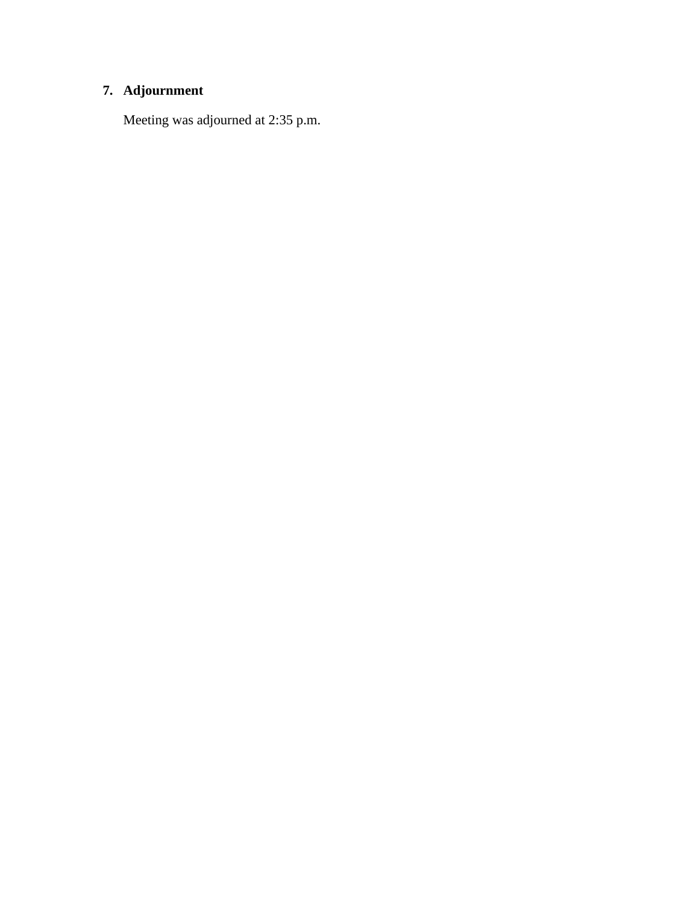7. **Adjournment**

   Meeting was adjourned at 2:35 p.m.